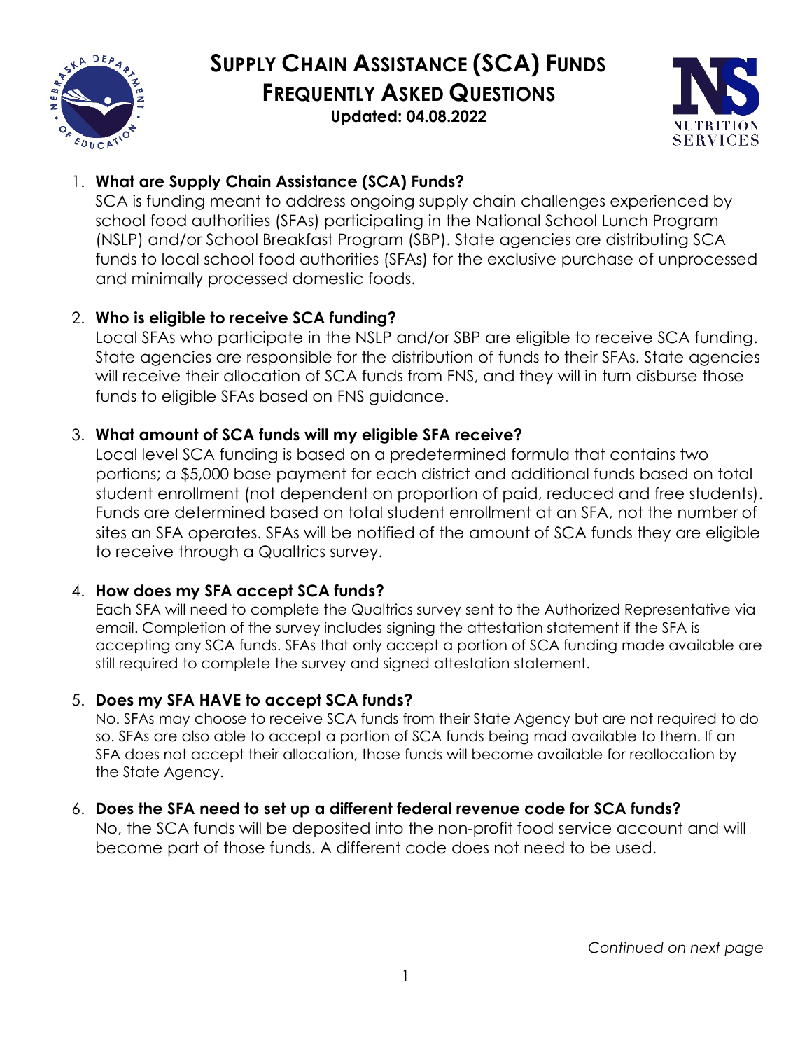# Supply Chain Assistance (SCA) Funds
## Frequently Asked Questions
**Updated: 04.08.2022**

1. **What are Supply Chain Assistance (SCA) Funds?**
   SCA is funding meant to address ongoing supply chain challenges experienced by school food authorities (SFAs) participating in the National School Lunch Program (NSLP) and/or School Breakfast Program (SBP). State agencies are distributing SCA funds to local school food authorities (SFAs) for the exclusive purchase of unprocessed and minimally processed domestic foods.

2. **Who is eligible to receive SCA funding?**
   Local SFAs who participate in the NSLP and/or SBP are eligible to receive SCA funding. State agencies are responsible for the distribution of funds to their SFAs. State agencies will receive their allocation of SCA funds from FNS, and they will in turn disburse those funds to eligible SFAs based on FNS guidance.

3. **What amount of SCA funds will my eligible SFA receive?**
   Local level SCA funding is based on a predetermined formula that contains two portions; a $5,000 base payment for each district and additional funds based on total student enrollment (not dependent on proportion of paid, reduced and free students). Funds are determined based on total student enrollment at an SFA, not the number of sites an SFA operates. SFAs will be notified of the amount of SCA funds they are eligible to receive through a Qualtrics survey.

4. **How does my SFA accept SCA funds?**
   Each SFA will need to complete the Qualtrics survey sent to the Authorized Representative via email. Completion of the survey includes signing the attestation statement if the SFA is accepting any SCA funds. SFAs that only accept a portion of SCA funding made available are still required to complete the survey and signed attestation statement.

5. **Does my SFA HAVE to accept SCA funds?**
   No. SFAs may choose to receive SCA funds from their State Agency but are not required to do so. SFAs are also able to accept a portion of SCA funds being mad available to them. If an SFA does not accept their allocation, those funds will become available for reallocation by the State Agency.

6. **Does the SFA need to set up a different federal revenue code for SCA funds?**
   No, the SCA funds will be deposited into the non-profit food service account and will become part of those funds. A different code does not need to be used.

*Continued on next page*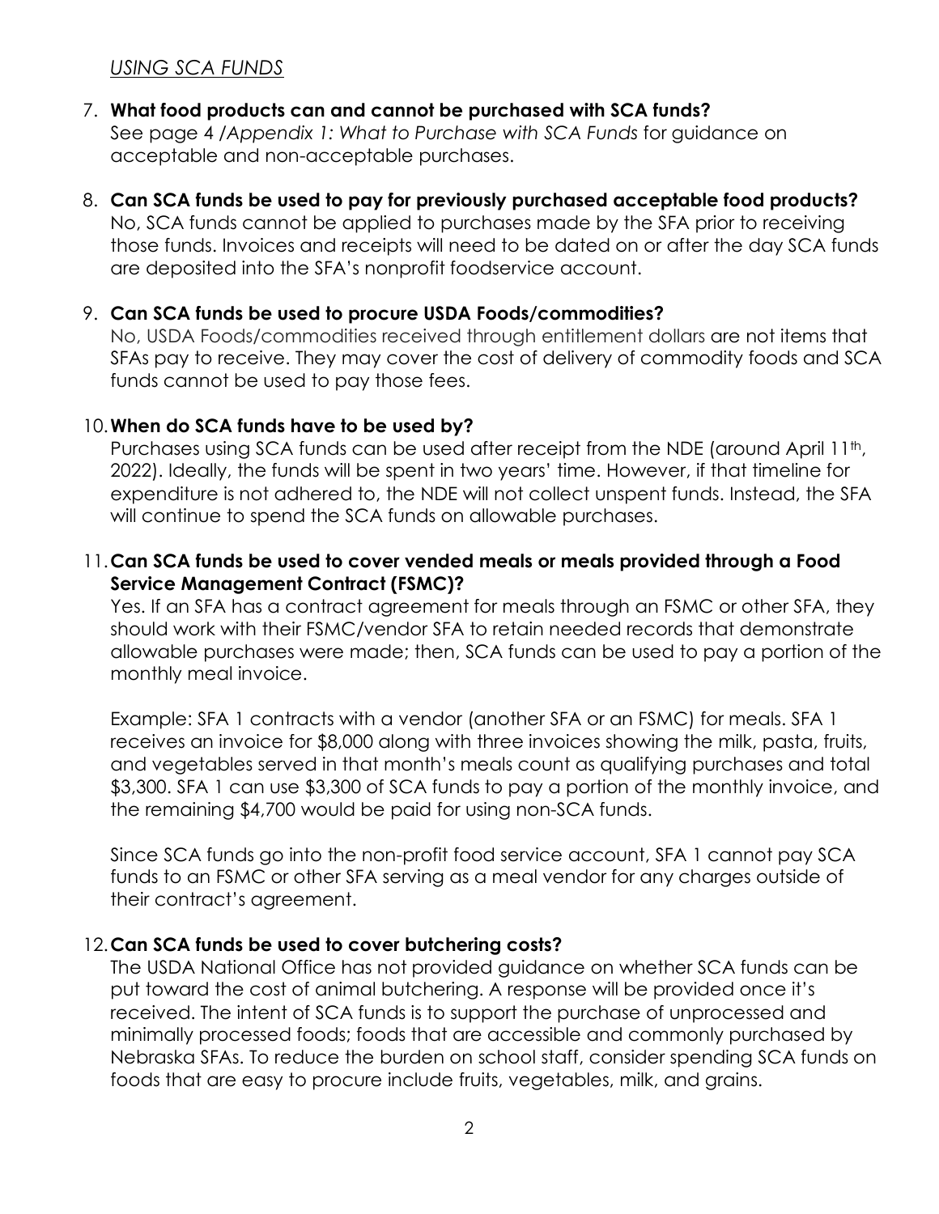## *USING SCA FUNDS*

7. **What food products can and cannot be purchased with SCA funds?**
   See page 4 /*Appendix 1: What to Purchase with SCA Funds* for guidance on acceptable and non-acceptable purchases.

8. **Can SCA funds be used to pay for previously purchased acceptable food products?**
   No, SCA funds cannot be applied to purchases made by the SFA prior to receiving those funds. Invoices and receipts will need to be dated on or after the day SCA funds are deposited into the SFA's nonprofit foodservice account.

9. **Can SCA funds be used to procure USDA Foods/commodities?**
   No, USDA Foods/commodities received through entitlement dollars are not items that SFAs pay to receive. They may cover the cost of delivery of commodity foods and SCA funds cannot be used to pay those fees.

10. **When do SCA funds have to be used by?**
    Purchases using SCA funds can be used after receipt from the NDE (around April 11th, 2022). Ideally, the funds will be spent in two years' time. However, if that timeline for expenditure is not adhered to, the NDE will not collect unspent funds. Instead, the SFA will continue to spend the SCA funds on allowable purchases.

11. **Can SCA funds be used to cover vended meals or meals provided through a Food Service Management Contract (FSMC)?**
    Yes. If an SFA has a contract agreement for meals through an FSMC or other SFA, they should work with their FSMC/vendor SFA to retain needed records that demonstrate allowable purchases were made; then, SCA funds can be used to pay a portion of the monthly meal invoice.

    Example: SFA 1 contracts with a vendor (another SFA or an FSMC) for meals. SFA 1 receives an invoice for $8,000 along with three invoices showing the milk, pasta, fruits, and vegetables served in that month's meals count as qualifying purchases and total $3,300. SFA 1 can use $3,300 of SCA funds to pay a portion of the monthly invoice, and the remaining $4,700 would be paid for using non-SCA funds.

    Since SCA funds go into the non-profit food service account, SFA 1 cannot pay SCA funds to an FSMC or other SFA serving as a meal vendor for any charges outside of their contract's agreement.

12. **Can SCA funds be used to cover butchering costs?**
    The USDA National Office has not provided guidance on whether SCA funds can be put toward the cost of animal butchering. A response will be provided once it's received. The intent of SCA funds is to support the purchase of unprocessed and minimally processed foods; foods that are accessible and commonly purchased by Nebraska SFAs. To reduce the burden on school staff, consider spending SCA funds on foods that are easy to procure include fruits, vegetables, milk, and grains.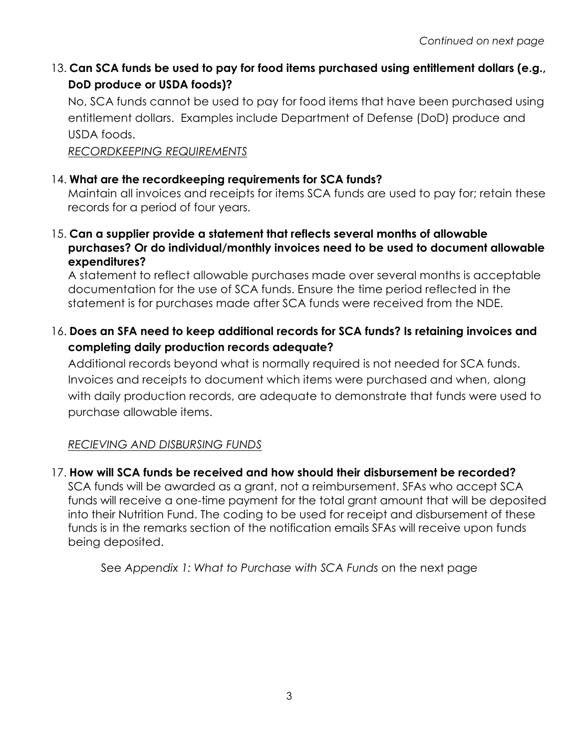*Continued on next page*

13. **Can SCA funds be used to pay for food items purchased using entitlement dollars (e.g., DoD produce or USDA foods)?**

    No, SCA funds cannot be used to pay for food items that have been purchased using entitlement dollars. Examples include Department of Defense (DoD) produce and USDA foods.

*RECORDKEEPING REQUIREMENTS*

14. **What are the recordkeeping requirements for SCA funds?**

    Maintain all invoices and receipts for items SCA funds are used to pay for; retain these records for a period of four years.

15. **Can a supplier provide a statement that reflects several months of allowable purchases? Or do individual/monthly invoices need to be used to document allowable expenditures?**

    A statement to reflect allowable purchases made over several months is acceptable documentation for the use of SCA funds. Ensure the time period reflected in the statement is for purchases made after SCA funds were received from the NDE.

16. **Does an SFA need to keep additional records for SCA funds? Is retaining invoices and completing daily production records adequate?**

    Additional records beyond what is normally required is not needed for SCA funds. Invoices and receipts to document which items were purchased and when, along with daily production records, are adequate to demonstrate that funds were used to purchase allowable items.

*RECIEVING AND DISBURSING FUNDS*

17. **How will SCA funds be received and how should their disbursement be recorded?**

    SCA funds will be awarded as a grant, not a reimbursement. SFAs who accept SCA funds will receive a one-time payment for the total grant amount that will be deposited into their Nutrition Fund. The coding to be used for receipt and disbursement of these funds is in the remarks section of the notification emails SFAs will receive upon funds being deposited.

See *Appendix 1: What to Purchase with SCA Funds* on the next page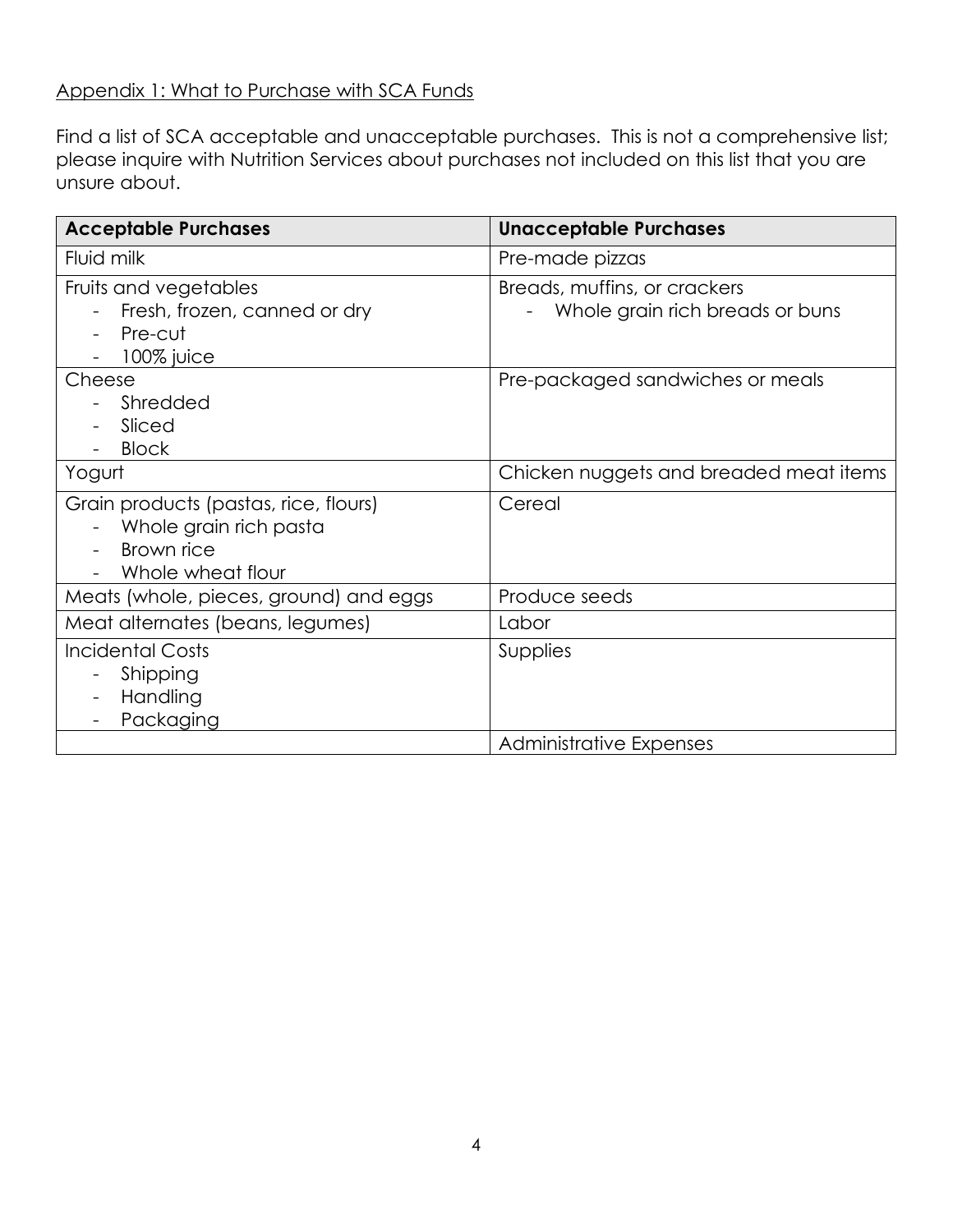Appendix 1: What to Purchase with SCA Funds

Find a list of SCA acceptable and unacceptable purchases. This is not a comprehensive list; please inquire with Nutrition Services about purchases not included on this list that you are unsure about.

| **Acceptable Purchases** | **Unacceptable Purchases** |
|---|---|
| Fluid milk | Pre-made pizzas |
| Fruits and vegetables<br>- Fresh, frozen, canned or dry<br>- Pre-cut<br>- 100% juice | Breads, muffins, or crackers<br>- Whole grain rich breads or buns |
| Cheese<br>- Shredded<br>- Sliced<br>- Block | Pre-packaged sandwiches or meals |
| Yogurt | Chicken nuggets and breaded meat items |
| Grain products (pastas, rice, flours)<br>- Whole grain rich pasta<br>- Brown rice<br>- Whole wheat flour | Cereal |
| Meats (whole, pieces, ground) and eggs | Produce seeds |
| Meat alternates (beans, legumes) | Labor |
| Incidental Costs<br>- Shipping<br>- Handling<br>- Packaging | Supplies |
| | Administrative Expenses |